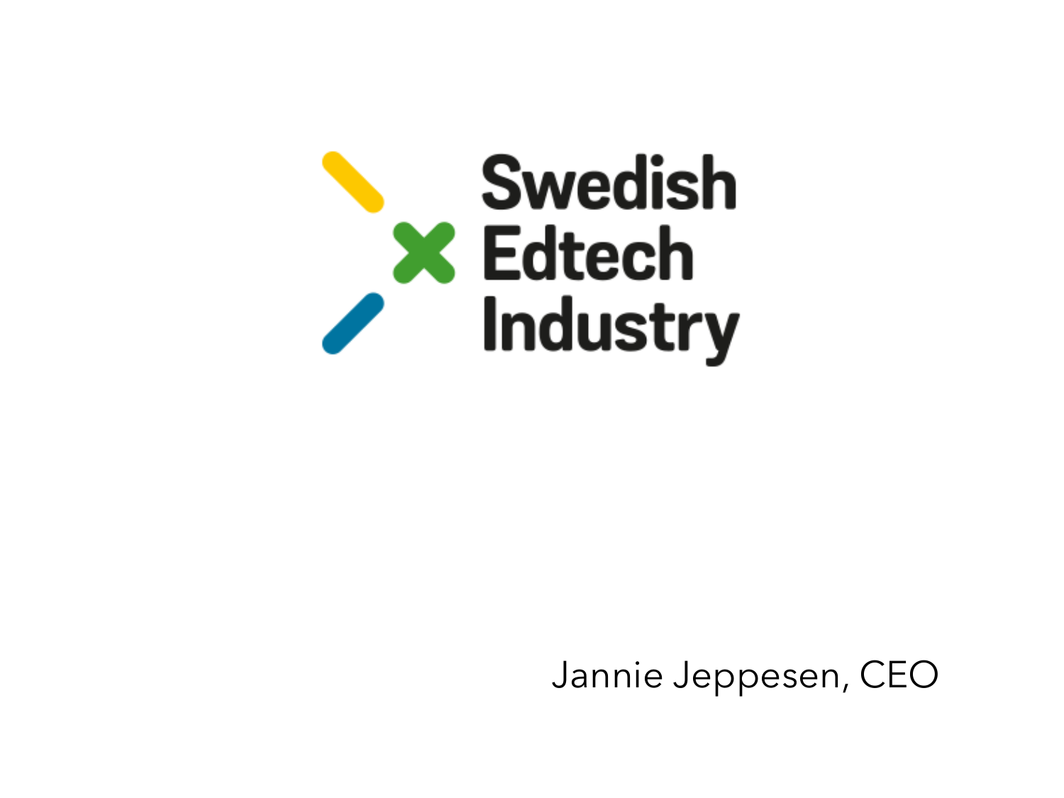# Swedish Edtech Industry

Jannie Jeppesen, CEO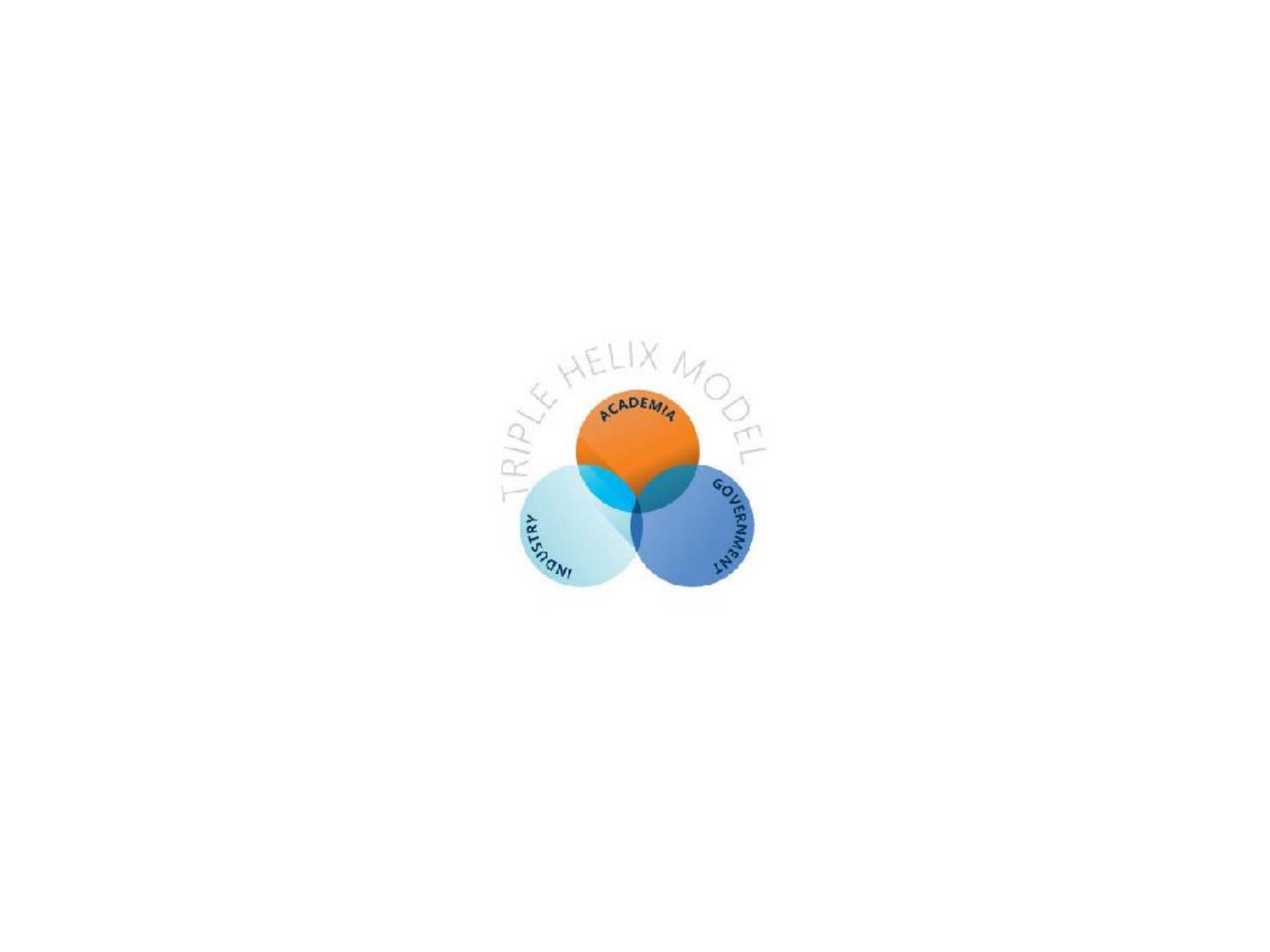TRIPLE HELIX MODEL

ACADEMIA

INDUSTRY

GOVERNMENT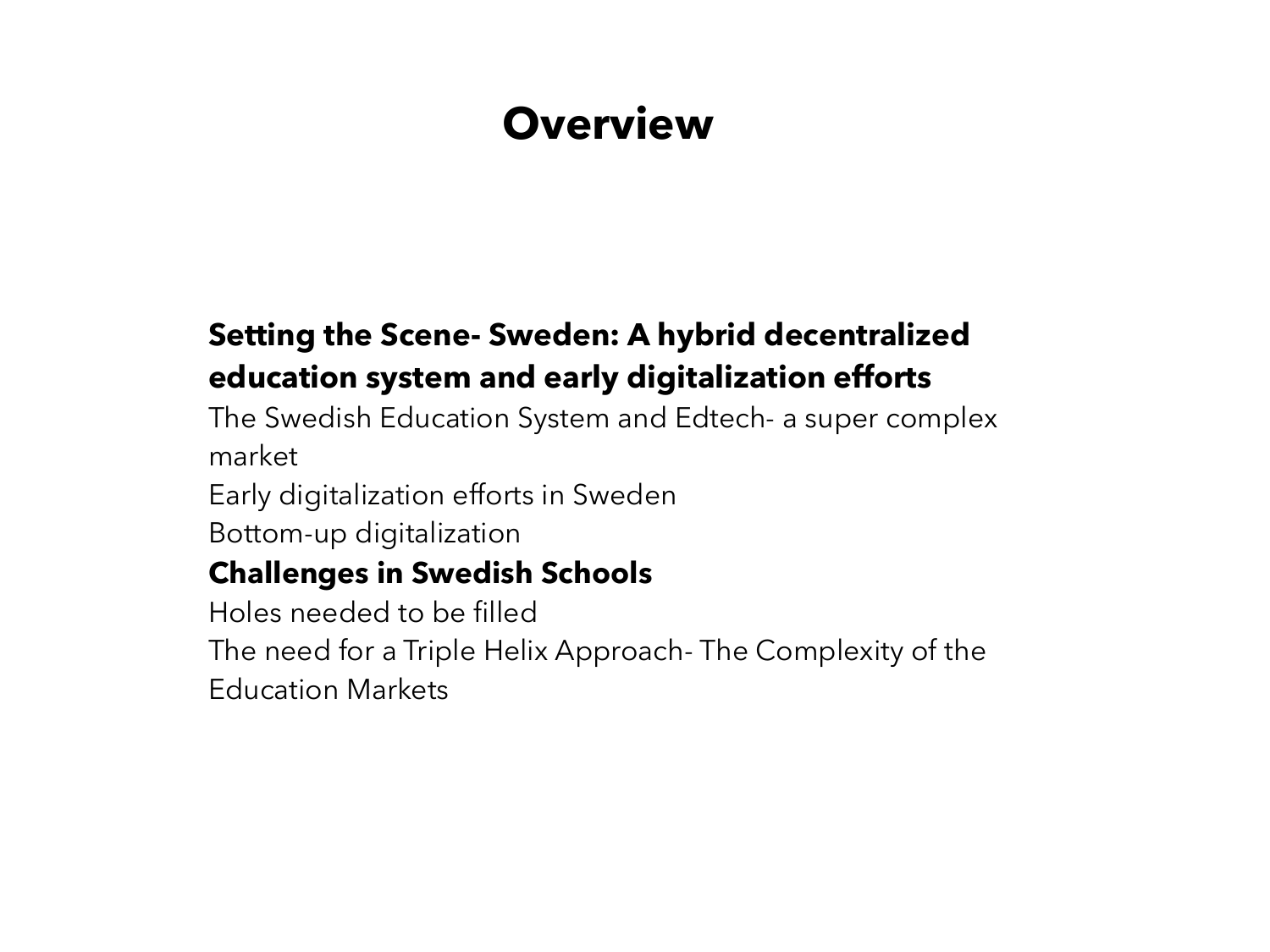# Overview

**Setting the Scene- Sweden: A hybrid decentralized education system and early digitalization efforts**

The Swedish Education System and Edtech- a super complex market

Early digitalization efforts in Sweden

Bottom-up digitalization

**Challenges in Swedish Schools**

Holes needed to be filled

The need for a Triple Helix Approach- The Complexity of the Education Markets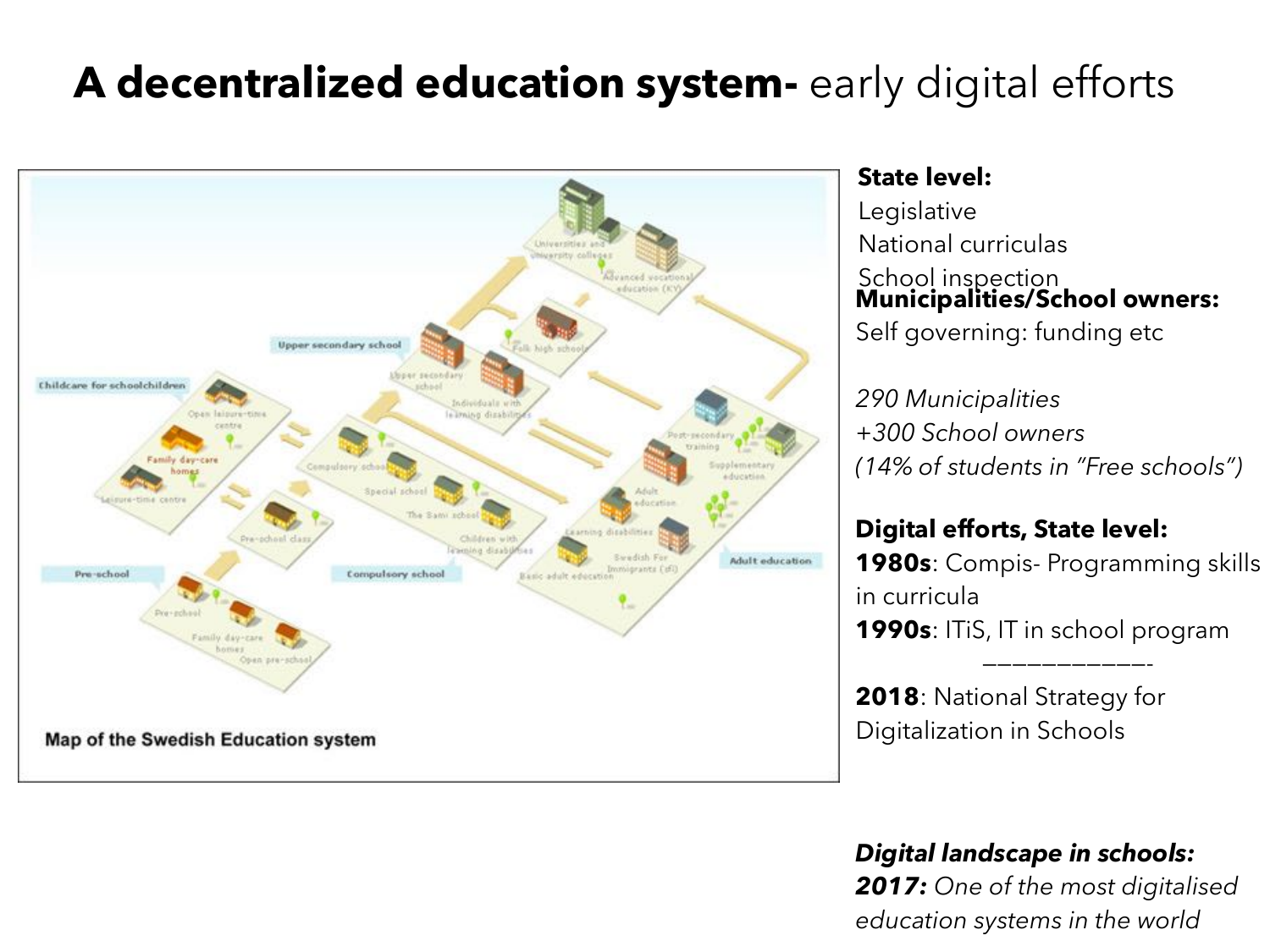# **A decentralized education system-** early digital efforts

Map of the Swedish Education system

**State level:**
Legislative
National curriculas
School inspection

**Municipalities/School owners:**
Self governing: funding etc

*290 Municipalities*
*+300 School owners*
*(14% of students in "Free schools")*

**Digital efforts, State level:**
**1980s**: Compis- Programming skills in curricula
**1990s**: ITiS, IT in school program
————————-
**2018**: National Strategy for Digitalization in Schools

***Digital landscape in schools:***
***2017:*** *One of the most digitalised education systems in the world*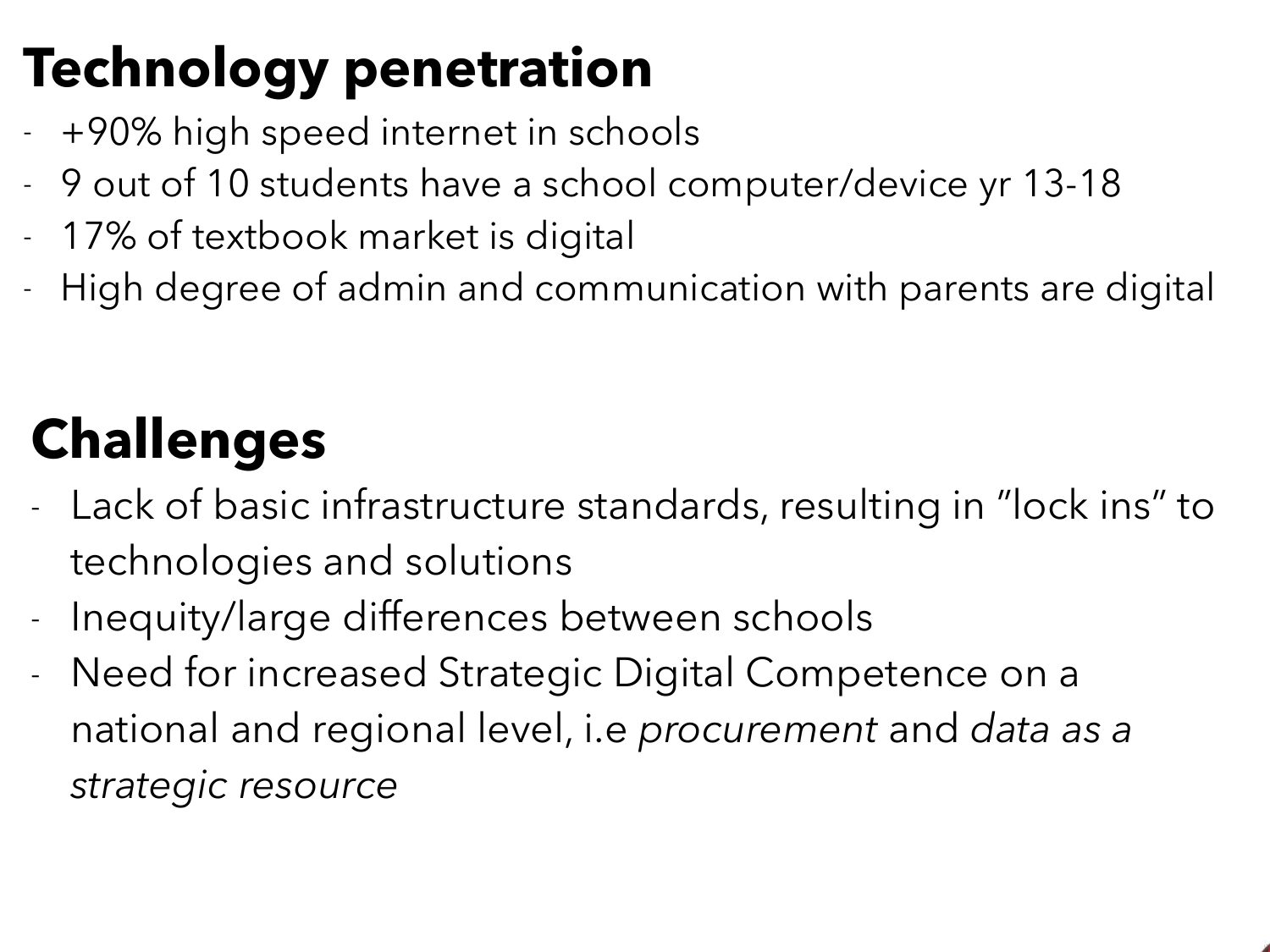# Technology penetration

- +90% high speed internet in schools
- 9 out of 10 students have a school computer/device yr 13-18
- 17% of textbook market is digital
- High degree of admin and communication with parents are digital

# Challenges

- Lack of basic infrastructure standards, resulting in ”lock ins” to technologies and solutions
- Inequity/large differences between schools
- Need for increased Strategic Digital Competence on a national and regional level, i.e *procurement* and *data as a strategic resource*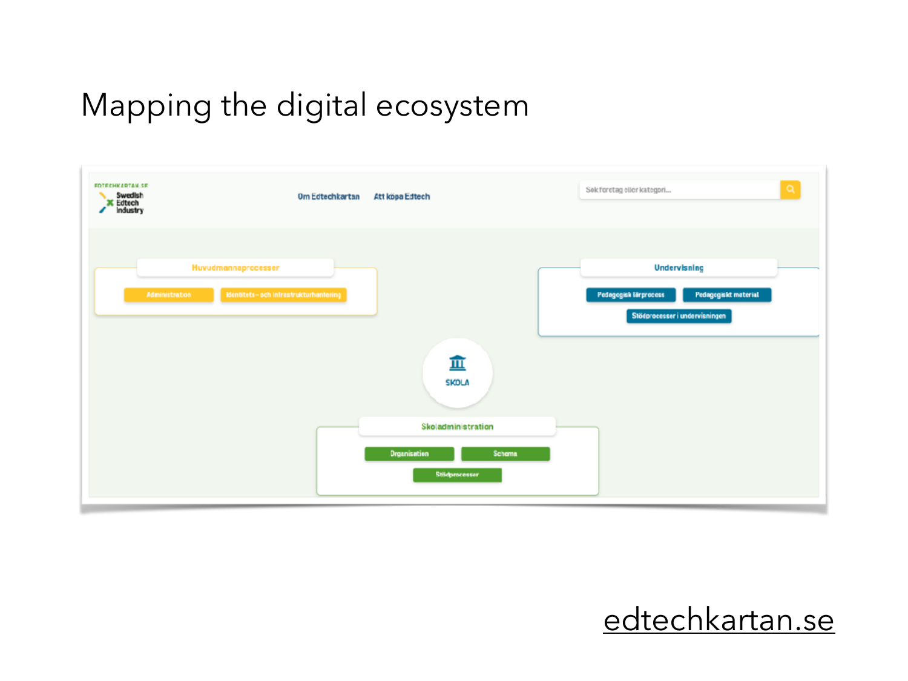# Mapping the digital ecosystem

edtechkartan.se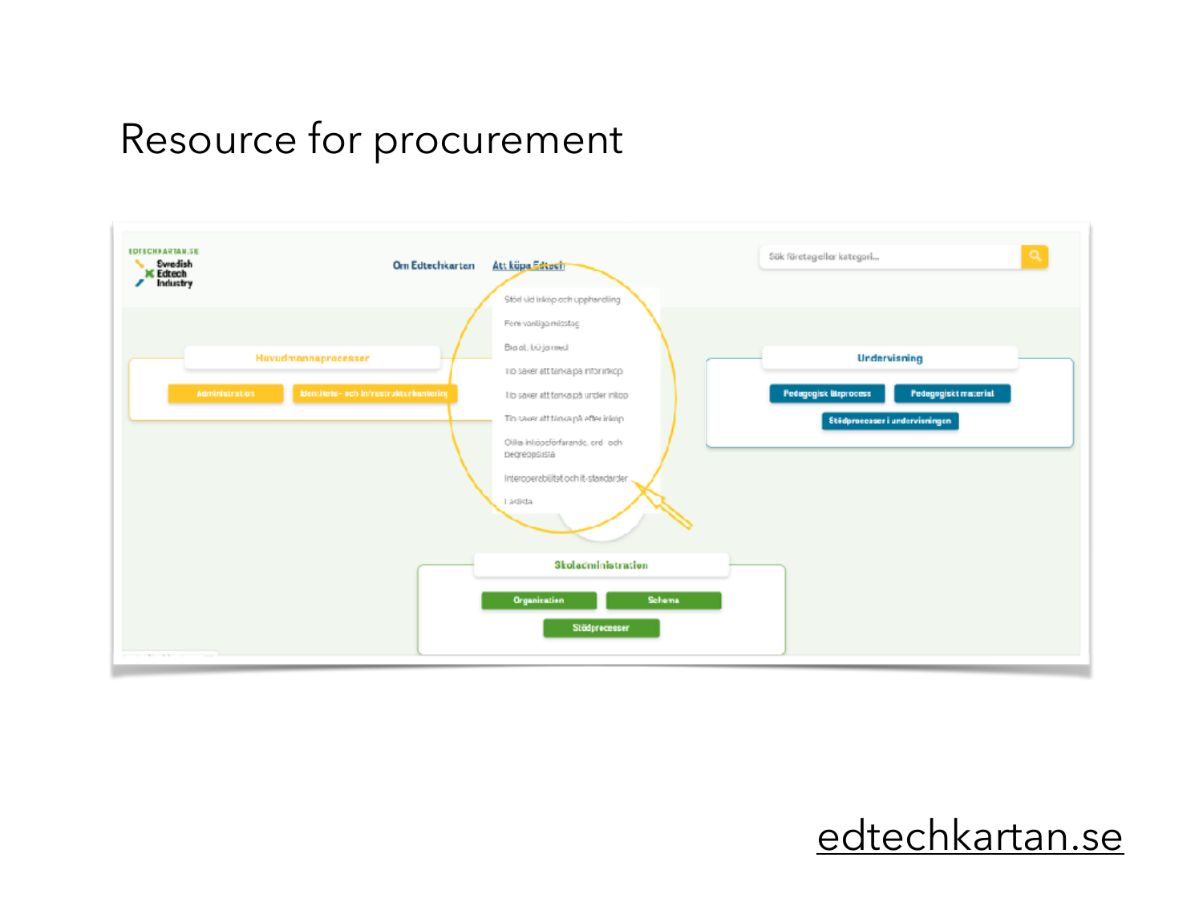# Resource for procurement

edtechkartan.se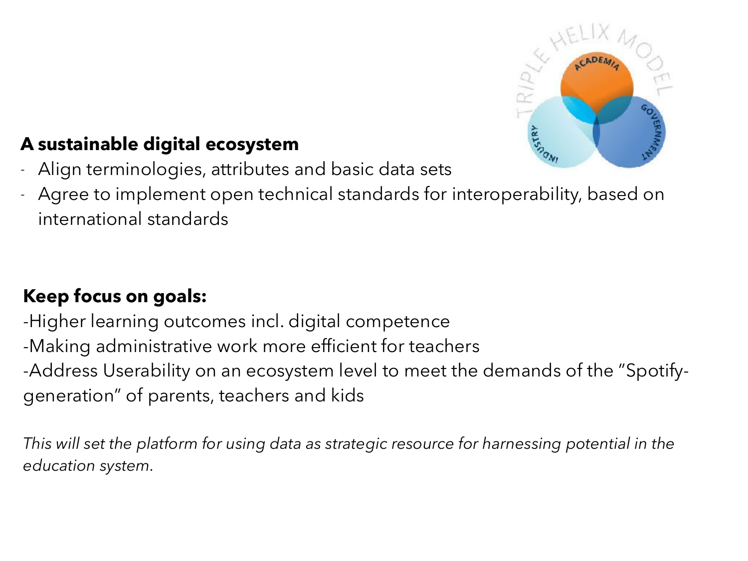TRIPLE HELIX MODEL
ACADEMIA
INDUSTRY
GOVERNMENT

**A sustainable digital ecosystem**

- Align terminologies, attributes and basic data sets
- Agree to implement open technical standards for interoperability, based on international standards

**Keep focus on goals:**

-Higher learning outcomes incl. digital competence
-Making administrative work more efficient for teachers
-Address Userability on an ecosystem level to meet the demands of the ”Spotify-generation” of parents, teachers and kids

*This will set the platform for using data as strategic resource for harnessing potential in the education system.*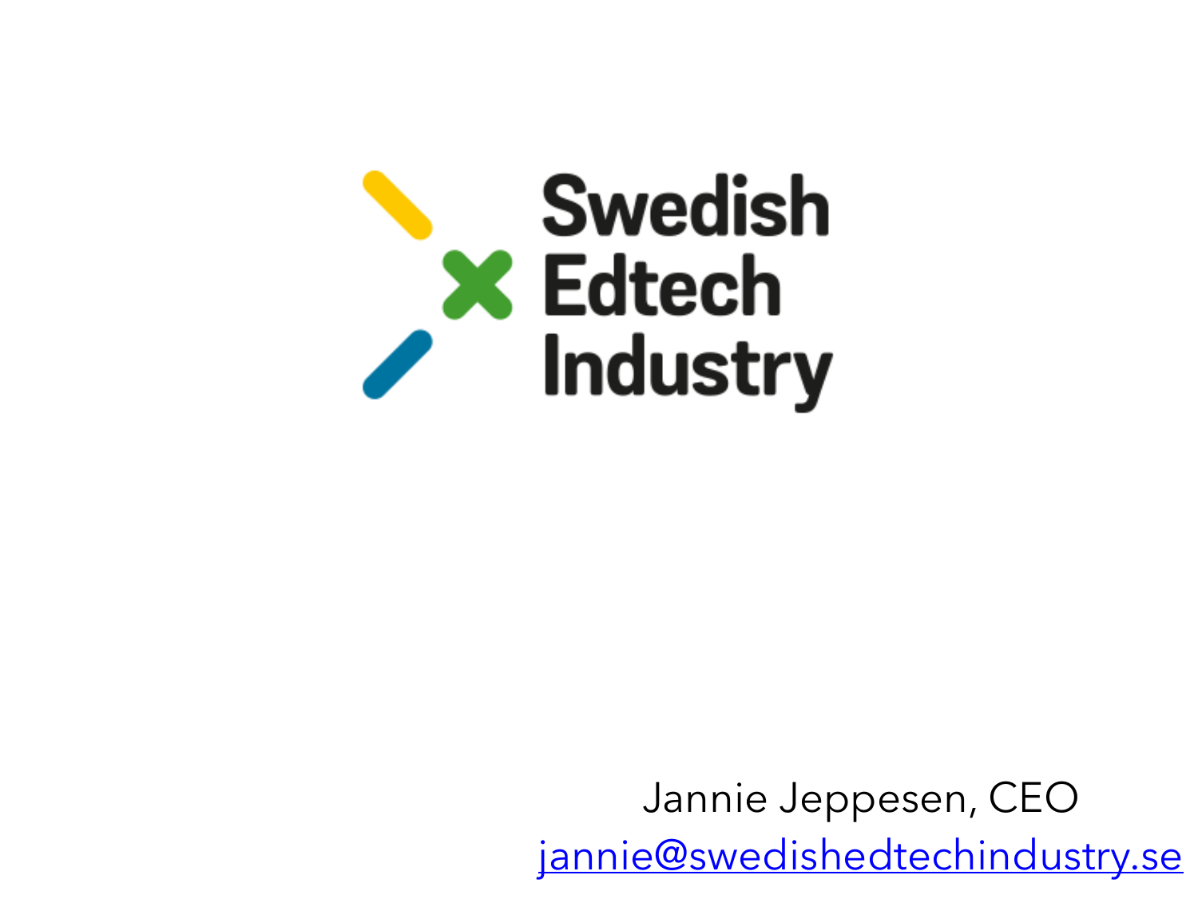Swedish Edtech Industry

Jannie Jeppesen, CEO

jannie@swedishedtechindustry.se